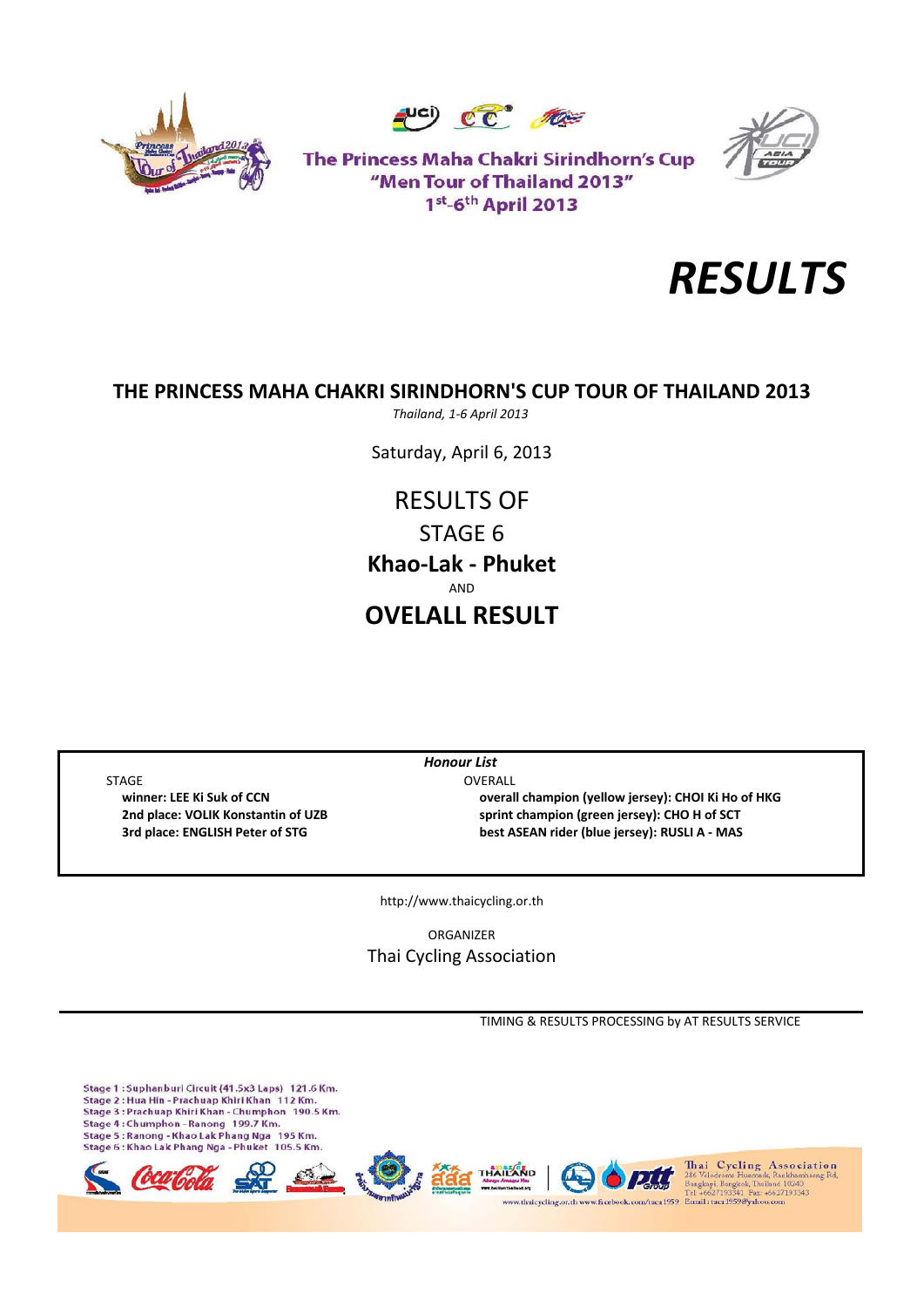The Princess Maha Chakri Sirindhorn's Cup
"Men Tour of Thailand 2013"
1st-6th April 2013

# *RESULTS*

## THE PRINCESS MAHA CHAKRI SIRINDHORN'S CUP TOUR OF THAILAND 2013

*Thailand, 1-6 April 2013*

Saturday, April 6, 2013

RESULTS OF

STAGE 6

**Khao-Lak - Phuket**

AND

## OVELALL RESULT

***Honour List***

| STAGE | OVERALL |
|---|---|
| **winner: LEE Ki Suk of CCN** | **overall champion (yellow jersey): CHOI Ki Ho of HKG** |
| **2nd place: VOLIK Konstantin of UZB** | **sprint champion (green jersey): CHO H of SCT** |
| **3rd place: ENGLISH Peter of STG** | **best ASEAN rider (blue jersey): RUSLI A - MAS** |

http://www.thaicycling.or.th

ORGANIZER

Thai Cycling Association

TIMING & RESULTS PROCESSING by AT RESULTS SERVICE

Stage 1 : Suphanburi Circuit (41.5x3 Laps) 121.6 Km.
Stage 2 : Hua Hin - Prachuap Khiri Khan 112 Km.
Stage 3 : Prachuap Khiri Khan - Chumphon 190.5 Km.
Stage 4 : Chumphon - Ranong 199.7 Km.
Stage 5 : Ranong - Khao Lak Phang Nga 195 Km.
Stage 6 : Khao Lak Phang Nga - Phuket 105.5 Km.

Thai Cycling Association
286 Velodrome Huamark, Ramkhamhaeng Rd, Bangkapi, Bangkok, Thailand 10240
Tel: +6627193341 Fax: +6627193343
www.thaicycling.or.th www.facebook.com/taca1959 Email: taca1959@yahoo.com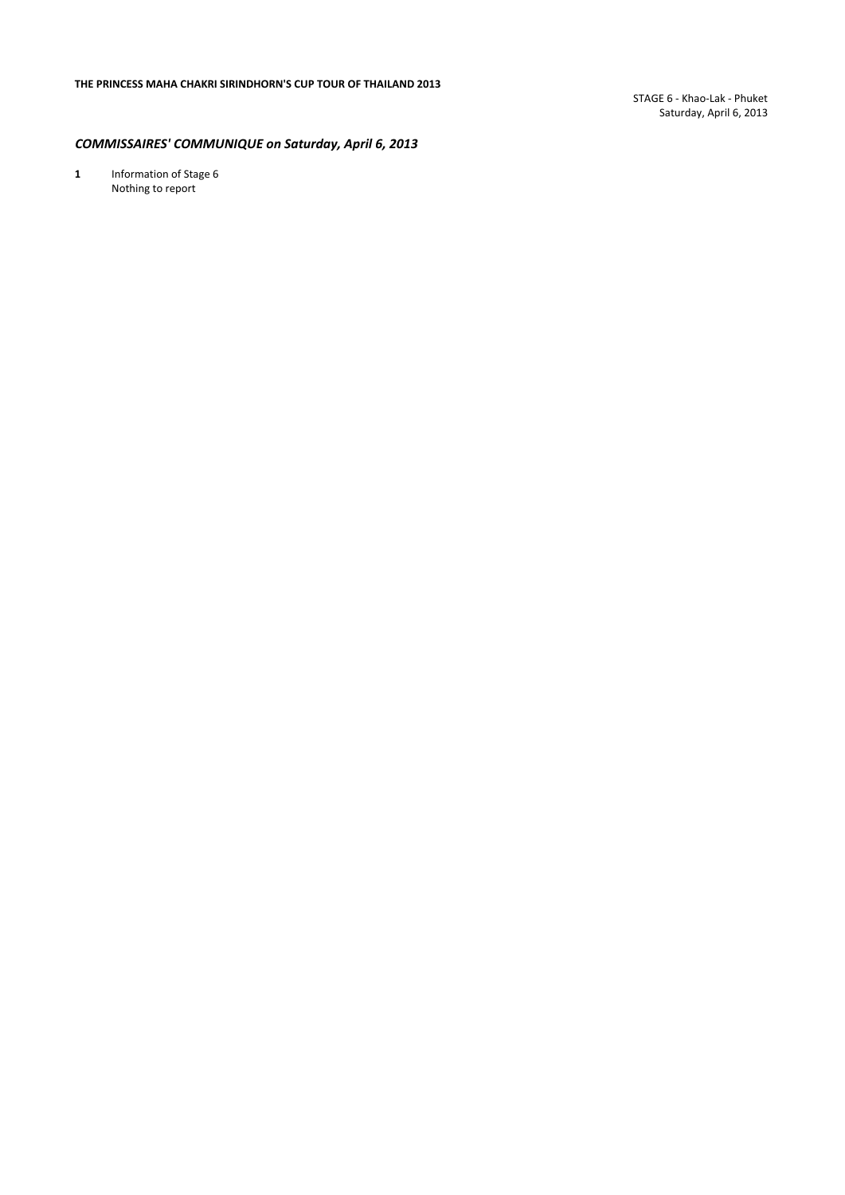**THE PRINCESS MAHA CHAKRI SIRINDHORN'S CUP TOUR OF THAILAND 2013**

STAGE 6 - Khao-Lak - Phuket
Saturday, April 6, 2013

## *COMMISSAIRES' COMMUNIQUE on Saturday, April 6, 2013*

**1** Information of Stage 6
Nothing to report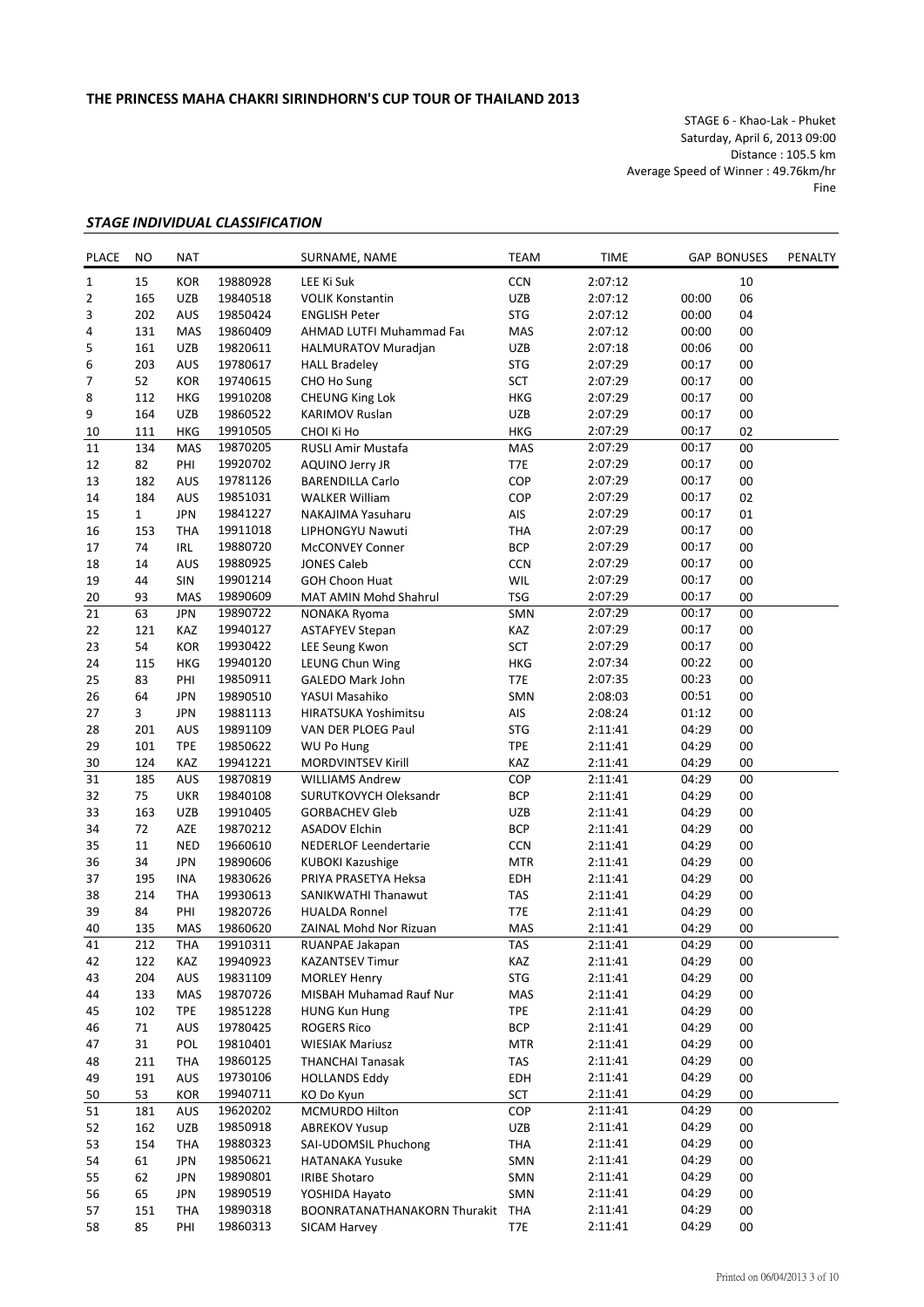**THE PRINCESS MAHA CHAKRI SIRINDHORN'S CUP TOUR OF THAILAND 2013**

STAGE 6 - Khao-Lak - Phuket
Saturday, April 6, 2013 09:00
Distance : 105.5 km
Average Speed of Winner : 49.76km/hr
Fine

### *STAGE INDIVIDUAL CLASSIFICATION*

| PLACE | NO | NAT | | SURNAME, NAME | TEAM | TIME | GAP | BONUSES | PENALTY |
|---|---|---|---|---|---|---|---|---|---|
| 1 | 15 | KOR | 19880928 | LEE Ki Suk | CCN | 2:07:12 | | 10 | |
| 2 | 165 | UZB | 19840518 | VOLIK Konstantin | UZB | 2:07:12 | 00:00 | 06 | |
| 3 | 202 | AUS | 19850424 | ENGLISH Peter | STG | 2:07:12 | 00:00 | 04 | |
| 4 | 131 | MAS | 19860409 | AHMAD LUTFI Muhammad Fau | MAS | 2:07:12 | 00:00 | 00 | |
| 5 | 161 | UZB | 19820611 | HALMURATOV Muradjan | UZB | 2:07:18 | 00:06 | 00 | |
| 6 | 203 | AUS | 19780617 | HALL Bradeley | STG | 2:07:29 | 00:17 | 00 | |
| 7 | 52 | KOR | 19740615 | CHO Ho Sung | SCT | 2:07:29 | 00:17 | 00 | |
| 8 | 112 | HKG | 19910208 | CHEUNG King Lok | HKG | 2:07:29 | 00:17 | 00 | |
| 9 | 164 | UZB | 19860522 | KARIMOV Ruslan | UZB | 2:07:29 | 00:17 | 00 | |
| 10 | 111 | HKG | 19910505 | CHOI Ki Ho | HKG | 2:07:29 | 00:17 | 02 | |
| 11 | 134 | MAS | 19870205 | RUSLI Amir Mustafa | MAS | 2:07:29 | 00:17 | 00 | |
| 12 | 82 | PHI | 19920702 | AQUINO Jerry JR | T7E | 2:07:29 | 00:17 | 00 | |
| 13 | 182 | AUS | 19781126 | BARENDILLA Carlo | COP | 2:07:29 | 00:17 | 00 | |
| 14 | 184 | AUS | 19851031 | WALKER William | COP | 2:07:29 | 00:17 | 02 | |
| 15 | 1 | JPN | 19841227 | NAKAJIMA Yasuharu | AIS | 2:07:29 | 00:17 | 01 | |
| 16 | 153 | THA | 19911018 | LIPHONGYU Nawuti | THA | 2:07:29 | 00:17 | 00 | |
| 17 | 74 | IRL | 19880720 | McCONVEY Conner | BCP | 2:07:29 | 00:17 | 00 | |
| 18 | 14 | AUS | 19880925 | JONES Caleb | CCN | 2:07:29 | 00:17 | 00 | |
| 19 | 44 | SIN | 19901214 | GOH Choon Huat | WIL | 2:07:29 | 00:17 | 00 | |
| 20 | 93 | MAS | 19890609 | MAT AMIN Mohd Shahrul | TSG | 2:07:29 | 00:17 | 00 | |
| 21 | 63 | JPN | 19890722 | NONAKA Ryoma | SMN | 2:07:29 | 00:17 | 00 | |
| 22 | 121 | KAZ | 19940127 | ASTAFYEV Stepan | KAZ | 2:07:29 | 00:17 | 00 | |
| 23 | 54 | KOR | 19930422 | LEE Seung Kwon | SCT | 2:07:29 | 00:17 | 00 | |
| 24 | 115 | HKG | 19940120 | LEUNG Chun Wing | HKG | 2:07:34 | 00:22 | 00 | |
| 25 | 83 | PHI | 19850911 | GALEDO Mark John | T7E | 2:07:35 | 00:23 | 00 | |
| 26 | 64 | JPN | 19890510 | YASUI Masahiko | SMN | 2:08:03 | 00:51 | 00 | |
| 27 | 3 | JPN | 19881113 | HIRATSUKA Yoshimitsu | AIS | 2:08:24 | 01:12 | 00 | |
| 28 | 201 | AUS | 19891109 | VAN DER PLOEG Paul | STG | 2:11:41 | 04:29 | 00 | |
| 29 | 101 | TPE | 19850622 | WU Po Hung | TPE | 2:11:41 | 04:29 | 00 | |
| 30 | 124 | KAZ | 19941221 | MORDVINTSEV Kirill | KAZ | 2:11:41 | 04:29 | 00 | |
| 31 | 185 | AUS | 19870819 | WILLIAMS Andrew | COP | 2:11:41 | 04:29 | 00 | |
| 32 | 75 | UKR | 19840108 | SURUTKOVYCH Oleksandr | BCP | 2:11:41 | 04:29 | 00 | |
| 33 | 163 | UZB | 19910405 | GORBACHEV Gleb | UZB | 2:11:41 | 04:29 | 00 | |
| 34 | 72 | AZE | 19870212 | ASADOV Elchin | BCP | 2:11:41 | 04:29 | 00 | |
| 35 | 11 | NED | 19660610 | NEDERLOF Leendertarie | CCN | 2:11:41 | 04:29 | 00 | |
| 36 | 34 | JPN | 19890606 | KUBOKI Kazushige | MTR | 2:11:41 | 04:29 | 00 | |
| 37 | 195 | INA | 19830626 | PRIYA PRASETYA Heksa | EDH | 2:11:41 | 04:29 | 00 | |
| 38 | 214 | THA | 19930613 | SANIKWATHI Thanawut | TAS | 2:11:41 | 04:29 | 00 | |
| 39 | 84 | PHI | 19820726 | HUALDA Ronnel | T7E | 2:11:41 | 04:29 | 00 | |
| 40 | 135 | MAS | 19860620 | ZAINAL Mohd Nor Rizuan | MAS | 2:11:41 | 04:29 | 00 | |
| 41 | 212 | THA | 19910311 | RUANPAE Jakapan | TAS | 2:11:41 | 04:29 | 00 | |
| 42 | 122 | KAZ | 19940923 | KAZANTSEV Timur | KAZ | 2:11:41 | 04:29 | 00 | |
| 43 | 204 | AUS | 19831109 | MORLEY Henry | STG | 2:11:41 | 04:29 | 00 | |
| 44 | 133 | MAS | 19870726 | MISBAH Muhamad Rauf Nur | MAS | 2:11:41 | 04:29 | 00 | |
| 45 | 102 | TPE | 19851228 | HUNG Kun Hung | TPE | 2:11:41 | 04:29 | 00 | |
| 46 | 71 | AUS | 19780425 | ROGERS Rico | BCP | 2:11:41 | 04:29 | 00 | |
| 47 | 31 | POL | 19810401 | WIESIAK Mariusz | MTR | 2:11:41 | 04:29 | 00 | |
| 48 | 211 | THA | 19860125 | THANCHAI Tanasak | TAS | 2:11:41 | 04:29 | 00 | |
| 49 | 191 | AUS | 19730106 | HOLLANDS Eddy | EDH | 2:11:41 | 04:29 | 00 | |
| 50 | 53 | KOR | 19940711 | KO Do Kyun | SCT | 2:11:41 | 04:29 | 00 | |
| 51 | 181 | AUS | 19620202 | MCMURDO Hilton | COP | 2:11:41 | 04:29 | 00 | |
| 52 | 162 | UZB | 19850918 | ABREKOV Yusup | UZB | 2:11:41 | 04:29 | 00 | |
| 53 | 154 | THA | 19880323 | SAI-UDOMSIL Phuchong | THA | 2:11:41 | 04:29 | 00 | |
| 54 | 61 | JPN | 19850621 | HATANAKA Yusuke | SMN | 2:11:41 | 04:29 | 00 | |
| 55 | 62 | JPN | 19890801 | IRIBE Shotaro | SMN | 2:11:41 | 04:29 | 00 | |
| 56 | 65 | JPN | 19890519 | YOSHIDA Hayato | SMN | 2:11:41 | 04:29 | 00 | |
| 57 | 151 | THA | 19890318 | BOONRATANATHANAKORN Thurakit | THA | 2:11:41 | 04:29 | 00 | |
| 58 | 85 | PHI | 19860313 | SICAM Harvey | T7E | 2:11:41 | 04:29 | 00 | |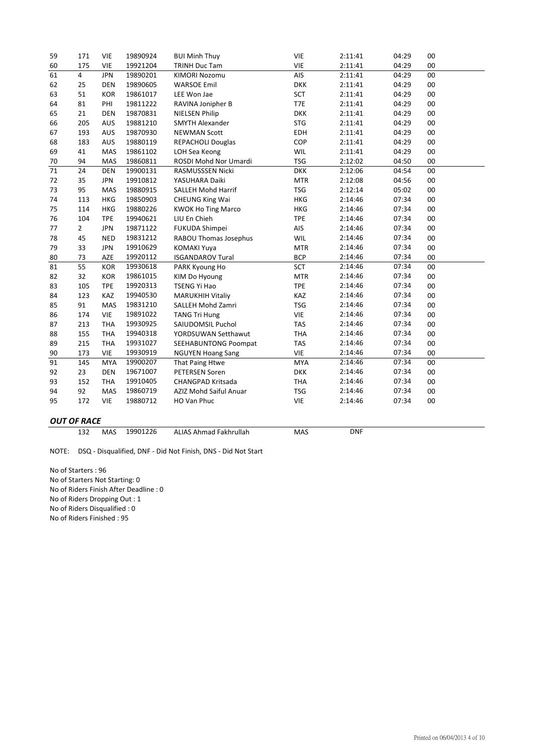| | | | | | | | | |
|---|---|---|---|---|---|---|---|---|
| 59 | 171 | VIE | 19890924 | BUI Minh Thuy | VIE | 2:11:41 | 04:29 | 00 |
| 60 | 175 | VIE | 19921204 | TRINH Duc Tam | VIE | 2:11:41 | 04:29 | 00 |
| 61 | 4 | JPN | 19890201 | KIMORI Nozomu | AIS | 2:11:41 | 04:29 | 00 |
| 62 | 25 | DEN | 19890605 | WARSOE Emil | DKK | 2:11:41 | 04:29 | 00 |
| 63 | 51 | KOR | 19861017 | LEE Won Jae | SCT | 2:11:41 | 04:29 | 00 |
| 64 | 81 | PHI | 19811222 | RAVINA Jonipher B | T7E | 2:11:41 | 04:29 | 00 |
| 65 | 21 | DEN | 19870831 | NIELSEN Philip | DKK | 2:11:41 | 04:29 | 00 |
| 66 | 205 | AUS | 19881210 | SMYTH Alexander | STG | 2:11:41 | 04:29 | 00 |
| 67 | 193 | AUS | 19870930 | NEWMAN Scott | EDH | 2:11:41 | 04:29 | 00 |
| 68 | 183 | AUS | 19880119 | REPACHOLI Douglas | COP | 2:11:41 | 04:29 | 00 |
| 69 | 41 | MAS | 19861102 | LOH Sea Keong | WIL | 2:11:41 | 04:29 | 00 |
| 70 | 94 | MAS | 19860811 | ROSDI Mohd Nor Umardi | TSG | 2:12:02 | 04:50 | 00 |
| 71 | 24 | DEN | 19900131 | RASMUSSSEN Nicki | DKK | 2:12:06 | 04:54 | 00 |
| 72 | 35 | JPN | 19910812 | YASUHARA Daiki | MTR | 2:12:08 | 04:56 | 00 |
| 73 | 95 | MAS | 19880915 | SALLEH Mohd Harrif | TSG | 2:12:14 | 05:02 | 00 |
| 74 | 113 | HKG | 19850903 | CHEUNG King Wai | HKG | 2:14:46 | 07:34 | 00 |
| 75 | 114 | HKG | 19880226 | KWOK Ho Ting Marco | HKG | 2:14:46 | 07:34 | 00 |
| 76 | 104 | TPE | 19940621 | LIU En Chieh | TPE | 2:14:46 | 07:34 | 00 |
| 77 | 2 | JPN | 19871122 | FUKUDA Shimpei | AIS | 2:14:46 | 07:34 | 00 |
| 78 | 45 | NED | 19831212 | RABOU Thomas Josephus | WIL | 2:14:46 | 07:34 | 00 |
| 79 | 33 | JPN | 19910629 | KOMAKI Yuya | MTR | 2:14:46 | 07:34 | 00 |
| 80 | 73 | AZE | 19920112 | ISGANDAROV Tural | BCP | 2:14:46 | 07:34 | 00 |
| 81 | 55 | KOR | 19930618 | PARK Kyoung Ho | SCT | 2:14:46 | 07:34 | 00 |
| 82 | 32 | KOR | 19861015 | KIM Do Hyoung | MTR | 2:14:46 | 07:34 | 00 |
| 83 | 105 | TPE | 19920313 | TSENG Yi Hao | TPE | 2:14:46 | 07:34 | 00 |
| 84 | 123 | KAZ | 19940530 | MARUKHIH Vitaliy | KAZ | 2:14:46 | 07:34 | 00 |
| 85 | 91 | MAS | 19831210 | SALLEH Mohd Zamri | TSG | 2:14:46 | 07:34 | 00 |
| 86 | 174 | VIE | 19891022 | TANG Tri Hung | VIE | 2:14:46 | 07:34 | 00 |
| 87 | 213 | THA | 19930925 | SAIUDOMSIL Puchol | TAS | 2:14:46 | 07:34 | 00 |
| 88 | 155 | THA | 19940318 | YORDSUWAN Setthawut | THA | 2:14:46 | 07:34 | 00 |
| 89 | 215 | THA | 19931027 | SEEHABUNTONG Poompat | TAS | 2:14:46 | 07:34 | 00 |
| 90 | 173 | VIE | 19930919 | NGUYEN Hoang Sang | VIE | 2:14:46 | 07:34 | 00 |
| 91 | 145 | MYA | 19900207 | That Paing Htwe | MYA | 2:14:46 | 07:34 | 00 |
| 92 | 23 | DEN | 19671007 | PETERSEN Soren | DKK | 2:14:46 | 07:34 | 00 |
| 93 | 152 | THA | 19910405 | CHANGPAD Kritsada | THA | 2:14:46 | 07:34 | 00 |
| 94 | 92 | MAS | 19860719 | AZIZ Mohd Saiful Anuar | TSG | 2:14:46 | 07:34 | 00 |
| 95 | 172 | VIE | 19880712 | HO Van Phuc | VIE | 2:14:46 | 07:34 | 00 |

***OUT OF RACE***

| | | | | | |
|---|---|---|---|---|---|
| 132 | MAS | 19901226 | ALIAS Ahmad Fakhrullah | MAS | DNF |

NOTE: DSQ - Disqualified, DNF - Did Not Finish, DNS - Did Not Start

No of Starters : 96
No of Starters Not Starting: 0
No of Riders Finish After Deadline : 0
No of Riders Dropping Out : 1
No of Riders Disqualified : 0
No of Riders Finished : 95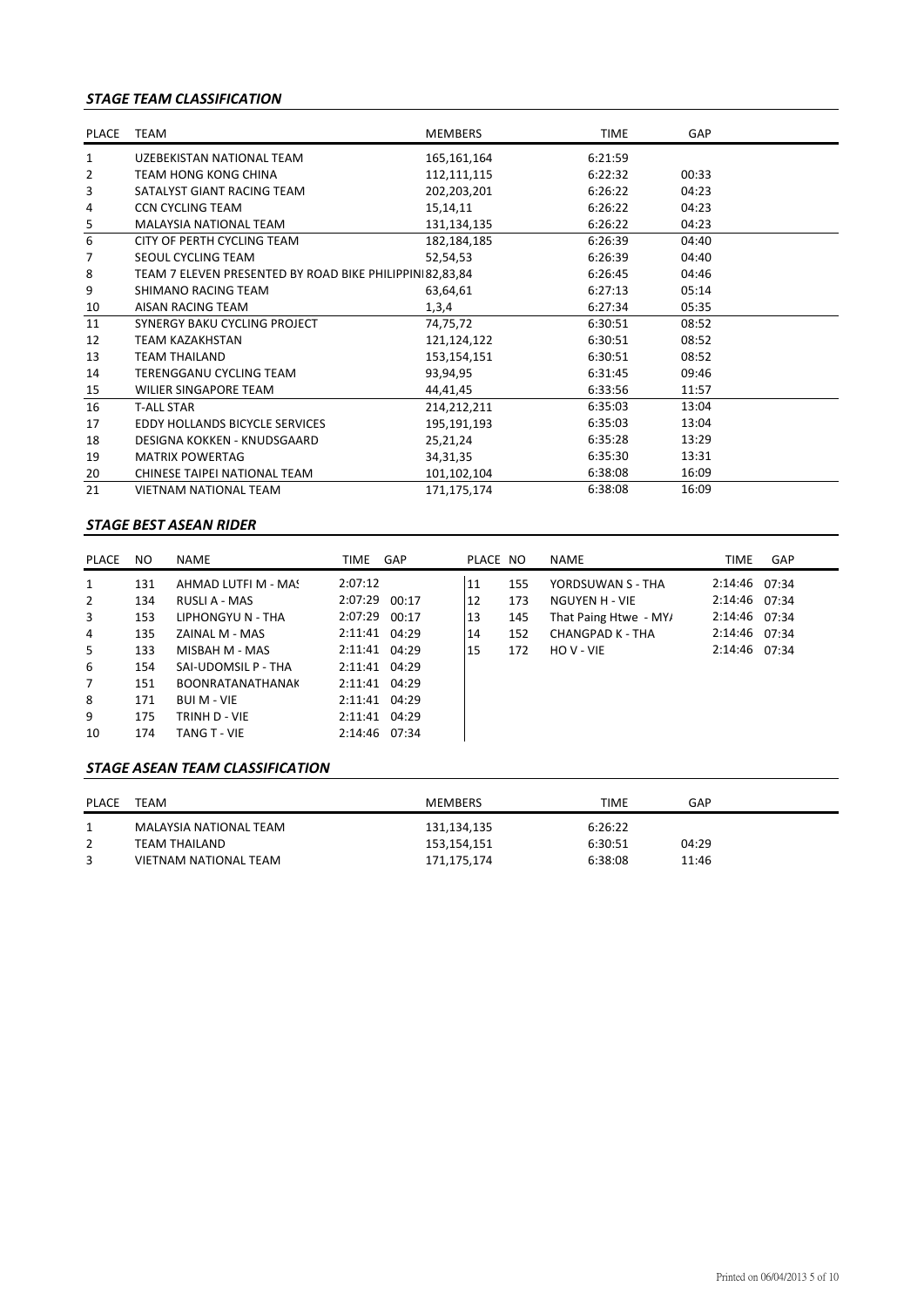### *STAGE TEAM CLASSIFICATION*

| PLACE | TEAM | MEMBERS | TIME | GAP |
|---|---|---|---|---|
| 1 | UZEBEKISTAN NATIONAL TEAM | 165,161,164 | 6:21:59 | |
| 2 | TEAM HONG KONG CHINA | 112,111,115 | 6:22:32 | 00:33 |
| 3 | SATALYST GIANT RACING TEAM | 202,203,201 | 6:26:22 | 04:23 |
| 4 | CCN CYCLING TEAM | 15,14,11 | 6:26:22 | 04:23 |
| 5 | MALAYSIA NATIONAL TEAM | 131,134,135 | 6:26:22 | 04:23 |
| 6 | CITY OF PERTH CYCLING TEAM | 182,184,185 | 6:26:39 | 04:40 |
| 7 | SEOUL CYCLING TEAM | 52,54,53 | 6:26:39 | 04:40 |
| 8 | TEAM 7 ELEVEN PRESENTED BY ROAD BIKE PHILIPPINI | 82,83,84 | 6:26:45 | 04:46 |
| 9 | SHIMANO RACING TEAM | 63,64,61 | 6:27:13 | 05:14 |
| 10 | AISAN RACING TEAM | 1,3,4 | 6:27:34 | 05:35 |
| 11 | SYNERGY BAKU CYCLING PROJECT | 74,75,72 | 6:30:51 | 08:52 |
| 12 | TEAM KAZAKHSTAN | 121,124,122 | 6:30:51 | 08:52 |
| 13 | TEAM THAILAND | 153,154,151 | 6:30:51 | 08:52 |
| 14 | TERENGGANU CYCLING TEAM | 93,94,95 | 6:31:45 | 09:46 |
| 15 | WILIER SINGAPORE TEAM | 44,41,45 | 6:33:56 | 11:57 |
| 16 | T-ALL STAR | 214,212,211 | 6:35:03 | 13:04 |
| 17 | EDDY HOLLANDS BICYCLE SERVICES | 195,191,193 | 6:35:03 | 13:04 |
| 18 | DESIGNA KOKKEN - KNUDSGAARD | 25,21,24 | 6:35:28 | 13:29 |
| 19 | MATRIX POWERTAG | 34,31,35 | 6:35:30 | 13:31 |
| 20 | CHINESE TAIPEI NATIONAL TEAM | 101,102,104 | 6:38:08 | 16:09 |
| 21 | VIETNAM NATIONAL TEAM | 171,175,174 | 6:38:08 | 16:09 |

### *STAGE BEST ASEAN RIDER*

| PLACE | NO | NAME | TIME | GAP |
|---|---|---|---|---|
| 1 | 131 | AHMAD LUTFI M - MAS | 2:07:12 | |
| 2 | 134 | RUSLI A - MAS | 2:07:29 | 00:17 |
| 3 | 153 | LIPHONGYU N - THA | 2:07:29 | 00:17 |
| 4 | 135 | ZAINAL M - MAS | 2:11:41 | 04:29 |
| 5 | 133 | MISBAH M - MAS | 2:11:41 | 04:29 |
| 6 | 154 | SAI-UDOMSIL P - THA | 2:11:41 | 04:29 |
| 7 | 151 | BOONRATANATHANAK | 2:11:41 | 04:29 |
| 8 | 171 | BUI M - VIE | 2:11:41 | 04:29 |
| 9 | 175 | TRINH D - VIE | 2:11:41 | 04:29 |
| 10 | 174 | TANG T - VIE | 2:14:46 | 07:34 |
| 11 | 155 | YORDSUWAN S - THA | 2:14:46 | 07:34 |
| 12 | 173 | NGUYEN H - VIE | 2:14:46 | 07:34 |
| 13 | 145 | That Paing Htwe - MY/ | 2:14:46 | 07:34 |
| 14 | 152 | CHANGPAD K - THA | 2:14:46 | 07:34 |
| 15 | 172 | HO V - VIE | 2:14:46 | 07:34 |

### *STAGE ASEAN TEAM CLASSIFICATION*

| PLACE | TEAM | MEMBERS | TIME | GAP |
|---|---|---|---|---|
| 1 | MALAYSIA NATIONAL TEAM | 131,134,135 | 6:26:22 | |
| 2 | TEAM THAILAND | 153,154,151 | 6:30:51 | 04:29 |
| 3 | VIETNAM NATIONAL TEAM | 171,175,174 | 6:38:08 | 11:46 |

Printed on 06/04/2013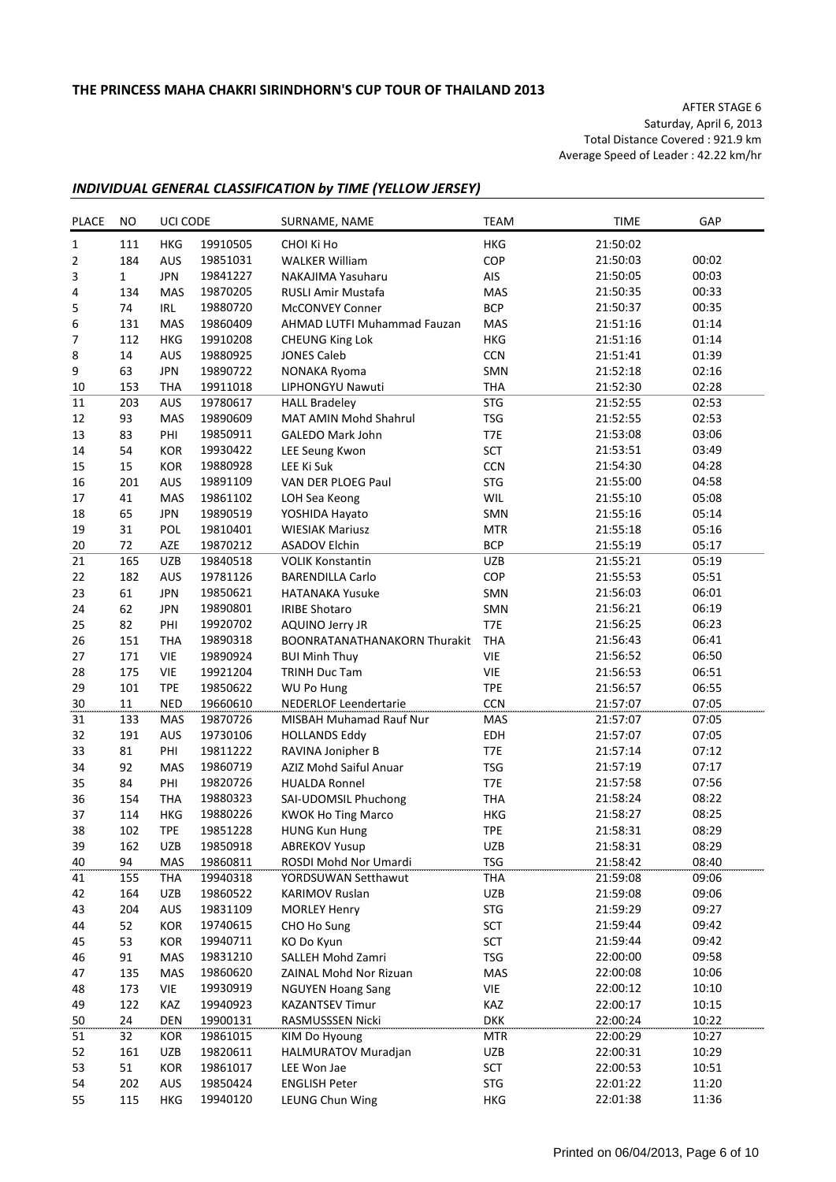**THE PRINCESS MAHA CHAKRI SIRINDHORN'S CUP TOUR OF THAILAND 2013**

AFTER STAGE 6
Saturday, April 6, 2013
Total Distance Covered : 921.9 km
Average Speed of Leader : 42.22 km/hr

## *INDIVIDUAL GENERAL CLASSIFICATION by TIME (YELLOW JERSEY)*

| PLACE | NO | UCI CODE | | SURNAME, NAME | TEAM | TIME | GAP |
|---|---|---|---|---|---|---|---|
| 1 | 111 | HKG | 19910505 | CHOI Ki Ho | HKG | 21:50:02 | |
| 2 | 184 | AUS | 19851031 | WALKER William | COP | 21:50:03 | 00:02 |
| 3 | 1 | JPN | 19841227 | NAKAJIMA Yasuharu | AIS | 21:50:05 | 00:03 |
| 4 | 134 | MAS | 19870205 | RUSLI Amir Mustafa | MAS | 21:50:35 | 00:33 |
| 5 | 74 | IRL | 19880720 | McCONVEY Conner | BCP | 21:50:37 | 00:35 |
| 6 | 131 | MAS | 19860409 | AHMAD LUTFI Muhammad Fauzan | MAS | 21:51:16 | 01:14 |
| 7 | 112 | HKG | 19910208 | CHEUNG King Lok | HKG | 21:51:16 | 01:14 |
| 8 | 14 | AUS | 19880925 | JONES Caleb | CCN | 21:51:41 | 01:39 |
| 9 | 63 | JPN | 19890722 | NONAKA Ryoma | SMN | 21:52:18 | 02:16 |
| 10 | 153 | THA | 19911018 | LIPHONGYU Nawuti | THA | 21:52:30 | 02:28 |
| 11 | 203 | AUS | 19780617 | HALL Bradeley | STG | 21:52:55 | 02:53 |
| 12 | 93 | MAS | 19890609 | MAT AMIN Mohd Shahrul | TSG | 21:52:55 | 02:53 |
| 13 | 83 | PHI | 19850911 | GALEDO Mark John | T7E | 21:53:08 | 03:06 |
| 14 | 54 | KOR | 19930422 | LEE Seung Kwon | SCT | 21:53:51 | 03:49 |
| 15 | 15 | KOR | 19880928 | LEE Ki Suk | CCN | 21:54:30 | 04:28 |
| 16 | 201 | AUS | 19891109 | VAN DER PLOEG Paul | STG | 21:55:00 | 04:58 |
| 17 | 41 | MAS | 19861102 | LOH Sea Keong | WIL | 21:55:10 | 05:08 |
| 18 | 65 | JPN | 19890519 | YOSHIDA Hayato | SMN | 21:55:16 | 05:14 |
| 19 | 31 | POL | 19810401 | WIESIAK Mariusz | MTR | 21:55:18 | 05:16 |
| 20 | 72 | AZE | 19870212 | ASADOV Elchin | BCP | 21:55:19 | 05:17 |
| 21 | 165 | UZB | 19840518 | VOLIK Konstantin | UZB | 21:55:21 | 05:19 |
| 22 | 182 | AUS | 19781126 | BARENDILLA Carlo | COP | 21:55:53 | 05:51 |
| 23 | 61 | JPN | 19850621 | HATANAKA Yusuke | SMN | 21:56:03 | 06:01 |
| 24 | 62 | JPN | 19890801 | IRIBE Shotaro | SMN | 21:56:21 | 06:19 |
| 25 | 82 | PHI | 19920702 | AQUINO Jerry JR | T7E | 21:56:25 | 06:23 |
| 26 | 151 | THA | 19890318 | BOONRATANATHANAKORN Thurakit | THA | 21:56:43 | 06:41 |
| 27 | 171 | VIE | 19890924 | BUI Minh Thuy | VIE | 21:56:52 | 06:50 |
| 28 | 175 | VIE | 19921204 | TRINH Duc Tam | VIE | 21:56:53 | 06:51 |
| 29 | 101 | TPE | 19850622 | WU Po Hung | TPE | 21:56:57 | 06:55 |
| 30 | 11 | NED | 19660610 | NEDERLOF Leendertarie | CCN | 21:57:07 | 07:05 |
| 31 | 133 | MAS | 19870726 | MISBAH Muhamad Rauf Nur | MAS | 21:57:07 | 07:05 |
| 32 | 191 | AUS | 19730106 | HOLLANDS Eddy | EDH | 21:57:07 | 07:05 |
| 33 | 81 | PHI | 19811222 | RAVINA Jonipher B | T7E | 21:57:14 | 07:12 |
| 34 | 92 | MAS | 19860719 | AZIZ Mohd Saiful Anuar | TSG | 21:57:19 | 07:17 |
| 35 | 84 | PHI | 19820726 | HUALDA Ronnel | T7E | 21:57:58 | 07:56 |
| 36 | 154 | THA | 19880323 | SAI-UDOMSIL Phuchong | THA | 21:58:24 | 08:22 |
| 37 | 114 | HKG | 19880226 | KWOK Ho Ting Marco | HKG | 21:58:27 | 08:25 |
| 38 | 102 | TPE | 19851228 | HUNG Kun Hung | TPE | 21:58:31 | 08:29 |
| 39 | 162 | UZB | 19850918 | ABREKOV Yusup | UZB | 21:58:31 | 08:29 |
| 40 | 94 | MAS | 19860811 | ROSDI Mohd Nor Umardi | TSG | 21:58:42 | 08:40 |
| 41 | 155 | THA | 19940318 | YORDSUWAN Setthawut | THA | 21:59:08 | 09:06 |
| 42 | 164 | UZB | 19860522 | KARIMOV Ruslan | UZB | 21:59:08 | 09:06 |
| 43 | 204 | AUS | 19831109 | MORLEY Henry | STG | 21:59:29 | 09:27 |
| 44 | 52 | KOR | 19740615 | CHO Ho Sung | SCT | 21:59:44 | 09:42 |
| 45 | 53 | KOR | 19940711 | KO Do Kyun | SCT | 21:59:44 | 09:42 |
| 46 | 91 | MAS | 19831210 | SALLEH Mohd Zamri | TSG | 22:00:00 | 09:58 |
| 47 | 135 | MAS | 19860620 | ZAINAL Mohd Nor Rizuan | MAS | 22:00:08 | 10:06 |
| 48 | 173 | VIE | 19930919 | NGUYEN Hoang Sang | VIE | 22:00:12 | 10:10 |
| 49 | 122 | KAZ | 19940923 | KAZANTSEV Timur | KAZ | 22:00:17 | 10:15 |
| 50 | 24 | DEN | 19900131 | RASMUSSSEN Nicki | DKK | 22:00:24 | 10:22 |
| 51 | 32 | KOR | 19861015 | KIM Do Hyoung | MTR | 22:00:29 | 10:27 |
| 52 | 161 | UZB | 19820611 | HALMURATOV Muradjan | UZB | 22:00:31 | 10:29 |
| 53 | 51 | KOR | 19861017 | LEE Won Jae | SCT | 22:00:53 | 10:51 |
| 54 | 202 | AUS | 19850424 | ENGLISH Peter | STG | 22:01:22 | 11:20 |
| 55 | 115 | HKG | 19940120 | LEUNG Chun Wing | HKG | 22:01:38 | 11:36 |

Printed on 06/04/2013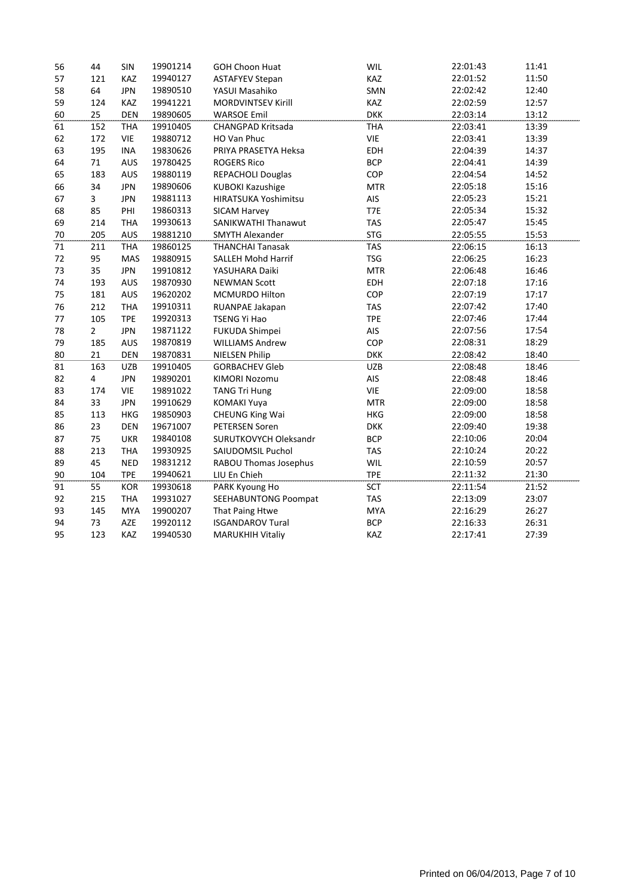| | | | | | | | |
|---|---|---|---|---|---|---|---|
| 56 | 44 | SIN | 19901214 | GOH Choon Huat | WIL | 22:01:43 | 11:41 |
| 57 | 121 | KAZ | 19940127 | ASTAFYEV Stepan | KAZ | 22:01:52 | 11:50 |
| 58 | 64 | JPN | 19890510 | YASUI Masahiko | SMN | 22:02:42 | 12:40 |
| 59 | 124 | KAZ | 19941221 | MORDVINTSEV Kirill | KAZ | 22:02:59 | 12:57 |
| 60 | 25 | DEN | 19890605 | WARSOE Emil | DKK | 22:03:14 | 13:12 |
| 61 | 152 | THA | 19910405 | CHANGPAD Kritsada | THA | 22:03:41 | 13:39 |
| 62 | 172 | VIE | 19880712 | HO Van Phuc | VIE | 22:03:41 | 13:39 |
| 63 | 195 | INA | 19830626 | PRIYA PRASETYA Heksa | EDH | 22:04:39 | 14:37 |
| 64 | 71 | AUS | 19780425 | ROGERS Rico | BCP | 22:04:41 | 14:39 |
| 65 | 183 | AUS | 19880119 | REPACHOLI Douglas | COP | 22:04:54 | 14:52 |
| 66 | 34 | JPN | 19890606 | KUBOKI Kazushige | MTR | 22:05:18 | 15:16 |
| 67 | 3 | JPN | 19881113 | HIRATSUKA Yoshimitsu | AIS | 22:05:23 | 15:21 |
| 68 | 85 | PHI | 19860313 | SICAM Harvey | T7E | 22:05:34 | 15:32 |
| 69 | 214 | THA | 19930613 | SANIKWATHI Thanawut | TAS | 22:05:47 | 15:45 |
| 70 | 205 | AUS | 19881210 | SMYTH Alexander | STG | 22:05:55 | 15:53 |
| 71 | 211 | THA | 19860125 | THANCHAI Tanasak | TAS | 22:06:15 | 16:13 |
| 72 | 95 | MAS | 19880915 | SALLEH Mohd Harrif | TSG | 22:06:25 | 16:23 |
| 73 | 35 | JPN | 19910812 | YASUHARA Daiki | MTR | 22:06:48 | 16:46 |
| 74 | 193 | AUS | 19870930 | NEWMAN Scott | EDH | 22:07:18 | 17:16 |
| 75 | 181 | AUS | 19620202 | MCMURDO Hilton | COP | 22:07:19 | 17:17 |
| 76 | 212 | THA | 19910311 | RUANPAE Jakapan | TAS | 22:07:42 | 17:40 |
| 77 | 105 | TPE | 19920313 | TSENG Yi Hao | TPE | 22:07:46 | 17:44 |
| 78 | 2 | JPN | 19871122 | FUKUDA Shimpei | AIS | 22:07:56 | 17:54 |
| 79 | 185 | AUS | 19870819 | WILLIAMS Andrew | COP | 22:08:31 | 18:29 |
| 80 | 21 | DEN | 19870831 | NIELSEN Philip | DKK | 22:08:42 | 18:40 |
| 81 | 163 | UZB | 19910405 | GORBACHEV Gleb | UZB | 22:08:48 | 18:46 |
| 82 | 4 | JPN | 19890201 | KIMORI Nozomu | AIS | 22:08:48 | 18:46 |
| 83 | 174 | VIE | 19891022 | TANG Tri Hung | VIE | 22:09:00 | 18:58 |
| 84 | 33 | JPN | 19910629 | KOMAKI Yuya | MTR | 22:09:00 | 18:58 |
| 85 | 113 | HKG | 19850903 | CHEUNG King Wai | HKG | 22:09:00 | 18:58 |
| 86 | 23 | DEN | 19671007 | PETERSEN Soren | DKK | 22:09:40 | 19:38 |
| 87 | 75 | UKR | 19840108 | SURUTKOVYCH Oleksandr | BCP | 22:10:06 | 20:04 |
| 88 | 213 | THA | 19930925 | SAIUDOMSIL Puchol | TAS | 22:10:24 | 20:22 |
| 89 | 45 | NED | 19831212 | RABOU Thomas Josephus | WIL | 22:10:59 | 20:57 |
| 90 | 104 | TPE | 19940621 | LIU En Chieh | TPE | 22:11:32 | 21:30 |
| 91 | 55 | KOR | 19930618 | PARK Kyoung Ho | SCT | 22:11:54 | 21:52 |
| 92 | 215 | THA | 19931027 | SEEHABUNTONG Poompat | TAS | 22:13:09 | 23:07 |
| 93 | 145 | MYA | 19900207 | That Paing Htwe | MYA | 22:16:29 | 26:27 |
| 94 | 73 | AZE | 19920112 | ISGANDAROV Tural | BCP | 22:16:33 | 26:31 |
| 95 | 123 | KAZ | 19940530 | MARUKHIH Vitaliy | KAZ | 22:17:41 | 27:39 |

Printed on 06/04/2013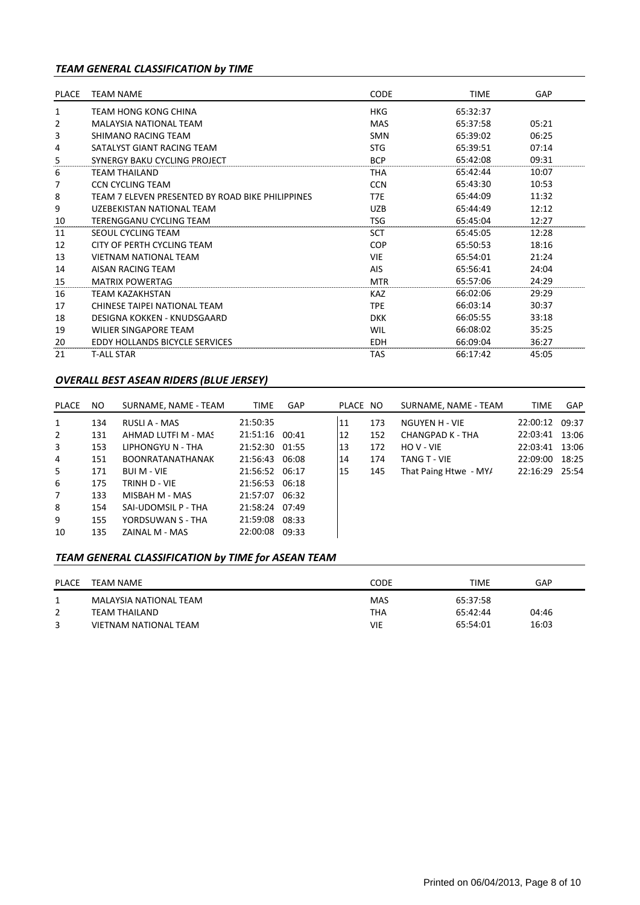### *TEAM GENERAL CLASSIFICATION by TIME*

| PLACE | TEAM NAME | CODE | TIME | GAP |
|---|---|---|---|---|
| 1 | TEAM HONG KONG CHINA | HKG | 65:32:37 | |
| 2 | MALAYSIA NATIONAL TEAM | MAS | 65:37:58 | 05:21 |
| 3 | SHIMANO RACING TEAM | SMN | 65:39:02 | 06:25 |
| 4 | SATALYST GIANT RACING TEAM | STG | 65:39:51 | 07:14 |
| 5 | SYNERGY BAKU CYCLING PROJECT | BCP | 65:42:08 | 09:31 |
| 6 | TEAM THAILAND | THA | 65:42:44 | 10:07 |
| 7 | CCN CYCLING TEAM | CCN | 65:43:30 | 10:53 |
| 8 | TEAM 7 ELEVEN PRESENTED BY ROAD BIKE PHILIPPINES | T7E | 65:44:09 | 11:32 |
| 9 | UZEBEKISTAN NATIONAL TEAM | UZB | 65:44:49 | 12:12 |
| 10 | TERENGGANU CYCLING TEAM | TSG | 65:45:04 | 12:27 |
| 11 | SEOUL CYCLING TEAM | SCT | 65:45:05 | 12:28 |
| 12 | CITY OF PERTH CYCLING TEAM | COP | 65:50:53 | 18:16 |
| 13 | VIETNAM NATIONAL TEAM | VIE | 65:54:01 | 21:24 |
| 14 | AISAN RACING TEAM | AIS | 65:56:41 | 24:04 |
| 15 | MATRIX POWERTAG | MTR | 65:57:06 | 24:29 |
| 16 | TEAM KAZAKHSTAN | KAZ | 66:02:06 | 29:29 |
| 17 | CHINESE TAIPEI NATIONAL TEAM | TPE | 66:03:14 | 30:37 |
| 18 | DESIGNA KOKKEN - KNUDSGAARD | DKK | 66:05:55 | 33:18 |
| 19 | WILIER SINGAPORE TEAM | WIL | 66:08:02 | 35:25 |
| 20 | EDDY HOLLANDS BICYCLE SERVICES | EDH | 66:09:04 | 36:27 |
| 21 | T-ALL STAR | TAS | 66:17:42 | 45:05 |

### *OVERALL BEST ASEAN RIDERS (BLUE JERSEY)*

| PLACE | NO | SURNAME, NAME - TEAM | TIME | GAP |
|---|---|---|---|---|
| 1 | 134 | RUSLI A - MAS | 21:50:35 | |
| 2 | 131 | AHMAD LUTFI M - MAS | 21:51:16 | 00:41 |
| 3 | 153 | LIPHONGYU N - THA | 21:52:30 | 01:55 |
| 4 | 151 | BOONRATANATHANAK | 21:56:43 | 06:08 |
| 5 | 171 | BUI M - VIE | 21:56:52 | 06:17 |
| 6 | 175 | TRINH D - VIE | 21:56:53 | 06:18 |
| 7 | 133 | MISBAH M - MAS | 21:57:07 | 06:32 |
| 8 | 154 | SAI-UDOMSIL P - THA | 21:58:24 | 07:49 |
| 9 | 155 | YORDSUWAN S - THA | 21:59:08 | 08:33 |
| 10 | 135 | ZAINAL M - MAS | 22:00:08 | 09:33 |
| 11 | 173 | NGUYEN H - VIE | 22:00:12 | 09:37 |
| 12 | 152 | CHANGPAD K - THA | 22:03:41 | 13:06 |
| 13 | 172 | HO V - VIE | 22:03:41 | 13:06 |
| 14 | 174 | TANG T - VIE | 22:09:00 | 18:25 |
| 15 | 145 | That Paing Htwe - MYA | 22:16:29 | 25:54 |

### *TEAM GENERAL CLASSIFICATION by TIME for ASEAN TEAM*

| PLACE | TEAM NAME | CODE | TIME | GAP |
|---|---|---|---|---|
| 1 | MALAYSIA NATIONAL TEAM | MAS | 65:37:58 | |
| 2 | TEAM THAILAND | THA | 65:42:44 | 04:46 |
| 3 | VIETNAM NATIONAL TEAM | VIE | 65:54:01 | 16:03 |

Printed on 06/04/2013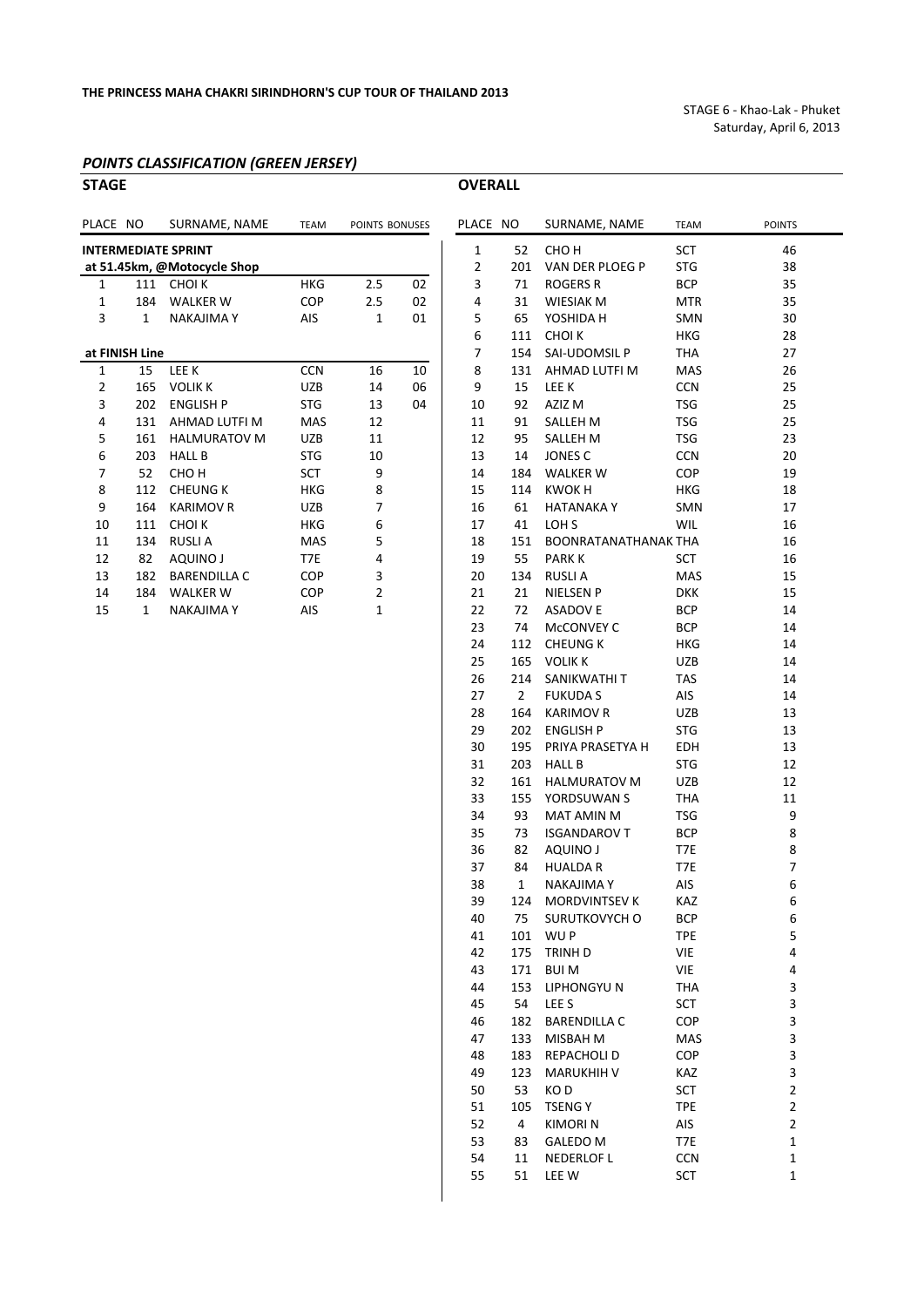**THE PRINCESS MAHA CHAKRI SIRINDHORN'S CUP TOUR OF THAILAND 2013**

STAGE 6 - Khao-Lak - Phuket
Saturday, April 6, 2013

## *POINTS CLASSIFICATION (GREEN JERSEY)*

### STAGE

| PLACE | NO | SURNAME, NAME | TEAM | POINTS | BONUSES |
|---|---|---|---|---|---|
| **INTERMEDIATE SPRINT** | | | | | |
| **at 51.45km, @Motocycle Shop** | | | | | |
| 1 | 111 | CHOI K | HKG | 2.5 | 02 |
| 1 | 184 | WALKER W | COP | 2.5 | 02 |
| 3 | 1 | NAKAJIMA Y | AIS | 1 | 01 |
| **at FINISH Line** | | | | | |
| 1 | 15 | LEE K | CCN | 16 | 10 |
| 2 | 165 | VOLIK K | UZB | 14 | 06 |
| 3 | 202 | ENGLISH P | STG | 13 | 04 |
| 4 | 131 | AHMAD LUTFI M | MAS | 12 | |
| 5 | 161 | HALMURATOV M | UZB | 11 | |
| 6 | 203 | HALL B | STG | 10 | |
| 7 | 52 | CHO H | SCT | 9 | |
| 8 | 112 | CHEUNG K | HKG | 8 | |
| 9 | 164 | KARIMOV R | UZB | 7 | |
| 10 | 111 | CHOI K | HKG | 6 | |
| 11 | 134 | RUSLI A | MAS | 5 | |
| 12 | 82 | AQUINO J | T7E | 4 | |
| 13 | 182 | BARENDILLA C | COP | 3 | |
| 14 | 184 | WALKER W | COP | 2 | |
| 15 | 1 | NAKAJIMA Y | AIS | 1 | |

### OVERALL

| PLACE | NO | SURNAME, NAME | TEAM | POINTS |
|---|---|---|---|---|
| 1 | 52 | CHO H | SCT | 46 |
| 2 | 201 | VAN DER PLOEG P | STG | 38 |
| 3 | 71 | ROGERS R | BCP | 35 |
| 4 | 31 | WIESIAK M | MTR | 35 |
| 5 | 65 | YOSHIDA H | SMN | 30 |
| 6 | 111 | CHOI K | HKG | 28 |
| 7 | 154 | SAI-UDOMSIL P | THA | 27 |
| 8 | 131 | AHMAD LUTFI M | MAS | 26 |
| 9 | 15 | LEE K | CCN | 25 |
| 10 | 92 | AZIZ M | TSG | 25 |
| 11 | 91 | SALLEH M | TSG | 25 |
| 12 | 95 | SALLEH M | TSG | 23 |
| 13 | 14 | JONES C | CCN | 20 |
| 14 | 184 | WALKER W | COP | 19 |
| 15 | 114 | KWOK H | HKG | 18 |
| 16 | 61 | HATANAKA Y | SMN | 17 |
| 17 | 41 | LOH S | WIL | 16 |
| 18 | 151 | BOONRATANATHANAK | THA | 16 |
| 19 | 55 | PARK K | SCT | 16 |
| 20 | 134 | RUSLI A | MAS | 15 |
| 21 | 21 | NIELSEN P | DKK | 15 |
| 22 | 72 | ASADOV E | BCP | 14 |
| 23 | 74 | McCONVEY C | BCP | 14 |
| 24 | 112 | CHEUNG K | HKG | 14 |
| 25 | 165 | VOLIK K | UZB | 14 |
| 26 | 214 | SANIKWATHI T | TAS | 14 |
| 27 | 2 | FUKUDA S | AIS | 14 |
| 28 | 164 | KARIMOV R | UZB | 13 |
| 29 | 202 | ENGLISH P | STG | 13 |
| 30 | 195 | PRIYA PRASETYA H | EDH | 13 |
| 31 | 203 | HALL B | STG | 12 |
| 32 | 161 | HALMURATOV M | UZB | 12 |
| 33 | 155 | YORDSUWAN S | THA | 11 |
| 34 | 93 | MAT AMIN M | TSG | 9 |
| 35 | 73 | ISGANDAROV T | BCP | 8 |
| 36 | 82 | AQUINO J | T7E | 8 |
| 37 | 84 | HUALDA R | T7E | 7 |
| 38 | 1 | NAKAJIMA Y | AIS | 6 |
| 39 | 124 | MORDVINTSEV K | KAZ | 6 |
| 40 | 75 | SURUTKOVYCH O | BCP | 6 |
| 41 | 101 | WU P | TPE | 5 |
| 42 | 175 | TRINH D | VIE | 4 |
| 43 | 171 | BUI M | VIE | 4 |
| 44 | 153 | LIPHONGYU N | THA | 3 |
| 45 | 54 | LEE S | SCT | 3 |
| 46 | 182 | BARENDILLA C | COP | 3 |
| 47 | 133 | MISBAH M | MAS | 3 |
| 48 | 183 | REPACHOLI D | COP | 3 |
| 49 | 123 | MARUKHIH V | KAZ | 3 |
| 50 | 53 | KO D | SCT | 2 |
| 51 | 105 | TSENG Y | TPE | 2 |
| 52 | 4 | KIMORI N | AIS | 2 |
| 53 | 83 | GALEDO M | T7E | 1 |
| 54 | 11 | NEDERLOF L | CCN | 1 |
| 55 | 51 | LEE W | SCT | 1 |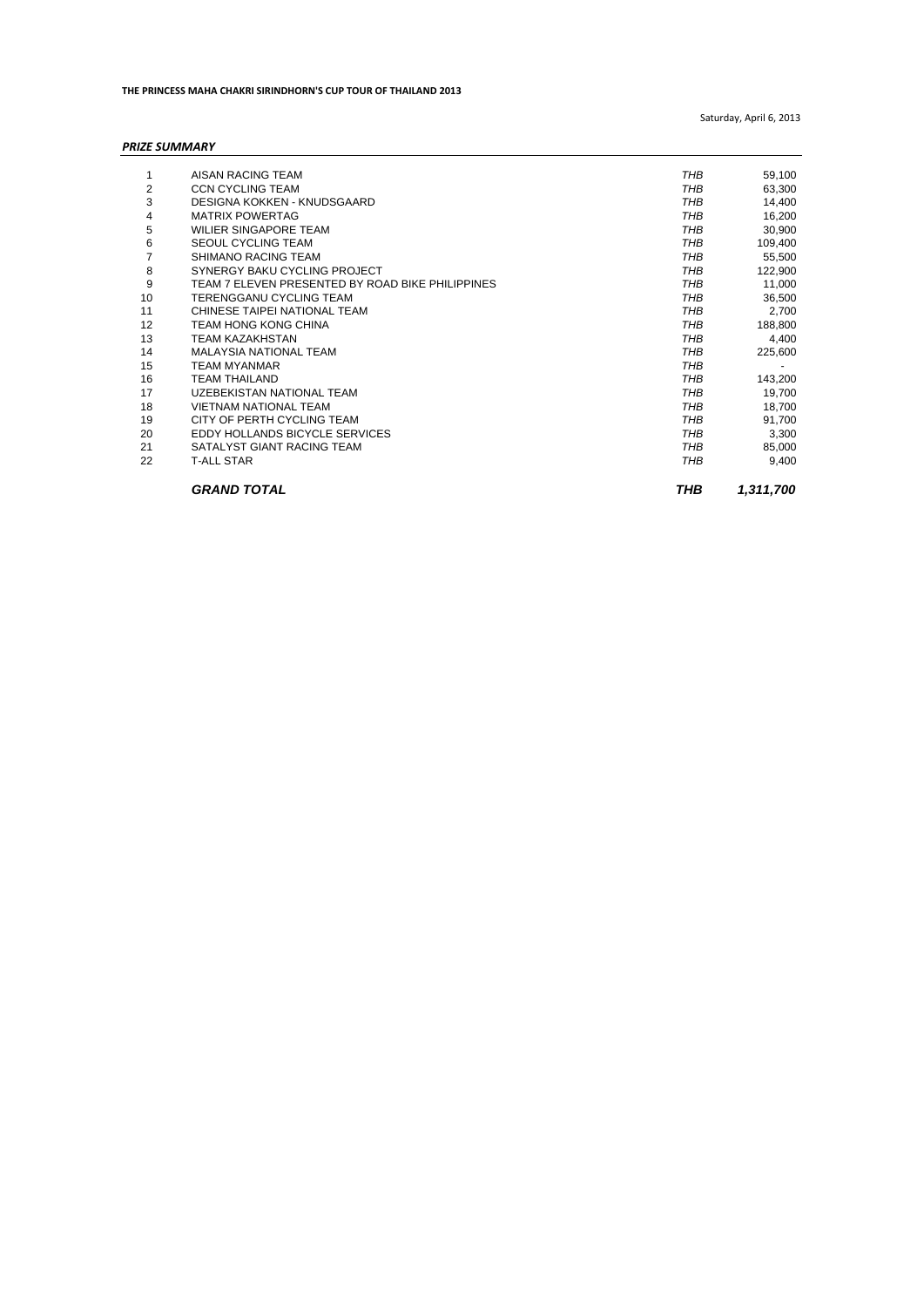**THE PRINCESS MAHA CHAKRI SIRINDHORN'S CUP TOUR OF THAILAND 2013**

Saturday, April 6, 2013

***PRIZE SUMMARY***

| | | | |
|---|---|---|---|
| 1 | AISAN RACING TEAM | *THB* | 59,100 |
| 2 | CCN CYCLING TEAM | *THB* | 63,300 |
| 3 | DESIGNA KOKKEN - KNUDSGAARD | *THB* | 14,400 |
| 4 | MATRIX POWERTAG | *THB* | 16,200 |
| 5 | WILIER SINGAPORE TEAM | *THB* | 30,900 |
| 6 | SEOUL CYCLING TEAM | *THB* | 109,400 |
| 7 | SHIMANO RACING TEAM | *THB* | 55,500 |
| 8 | SYNERGY BAKU CYCLING PROJECT | *THB* | 122,900 |
| 9 | TEAM 7 ELEVEN PRESENTED BY ROAD BIKE PHILIPPINES | *THB* | 11,000 |
| 10 | TERENGGANU CYCLING TEAM | *THB* | 36,500 |
| 11 | CHINESE TAIPEI NATIONAL TEAM | *THB* | 2,700 |
| 12 | TEAM HONG KONG CHINA | *THB* | 188,800 |
| 13 | TEAM KAZAKHSTAN | *THB* | 4,400 |
| 14 | MALAYSIA NATIONAL TEAM | *THB* | 225,600 |
| 15 | TEAM MYANMAR | *THB* | - |
| 16 | TEAM THAILAND | *THB* | 143,200 |
| 17 | UZEBEKISTAN NATIONAL TEAM | *THB* | 19,700 |
| 18 | VIETNAM NATIONAL TEAM | *THB* | 18,700 |
| 19 | CITY OF PERTH CYCLING TEAM | *THB* | 91,700 |
| 20 | EDDY HOLLANDS BICYCLE SERVICES | *THB* | 3,300 |
| 21 | SATALYST GIANT RACING TEAM | *THB* | 85,000 |
| 22 | T-ALL STAR | *THB* | 9,400 |
| | ***GRAND TOTAL*** | ***THB*** | ***1,311,700*** |